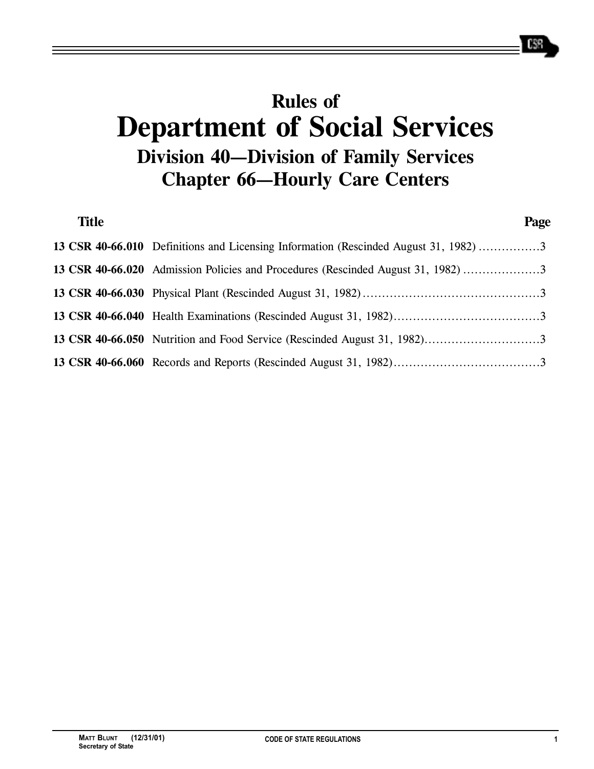# Rules of
# Department of Social Services
## Division 40—Division of Family Services
## Chapter 66—Hourly Care Centers

| Title | | Page |
|---|---|---|
| **13 CSR 40-66.010** | Definitions and Licensing Information (Rescinded August 31, 1982) | 3 |
| **13 CSR 40-66.020** | Admission Policies and Procedures (Rescinded August 31, 1982) | 3 |
| **13 CSR 40-66.030** | Physical Plant (Rescinded August 31, 1982) | 3 |
| **13 CSR 40-66.040** | Health Examinations (Rescinded August 31, 1982) | 3 |
| **13 CSR 40-66.050** | Nutrition and Food Service (Rescinded August 31, 1982) | 3 |
| **13 CSR 40-66.060** | Records and Reports (Rescinded August 31, 1982) | 3 |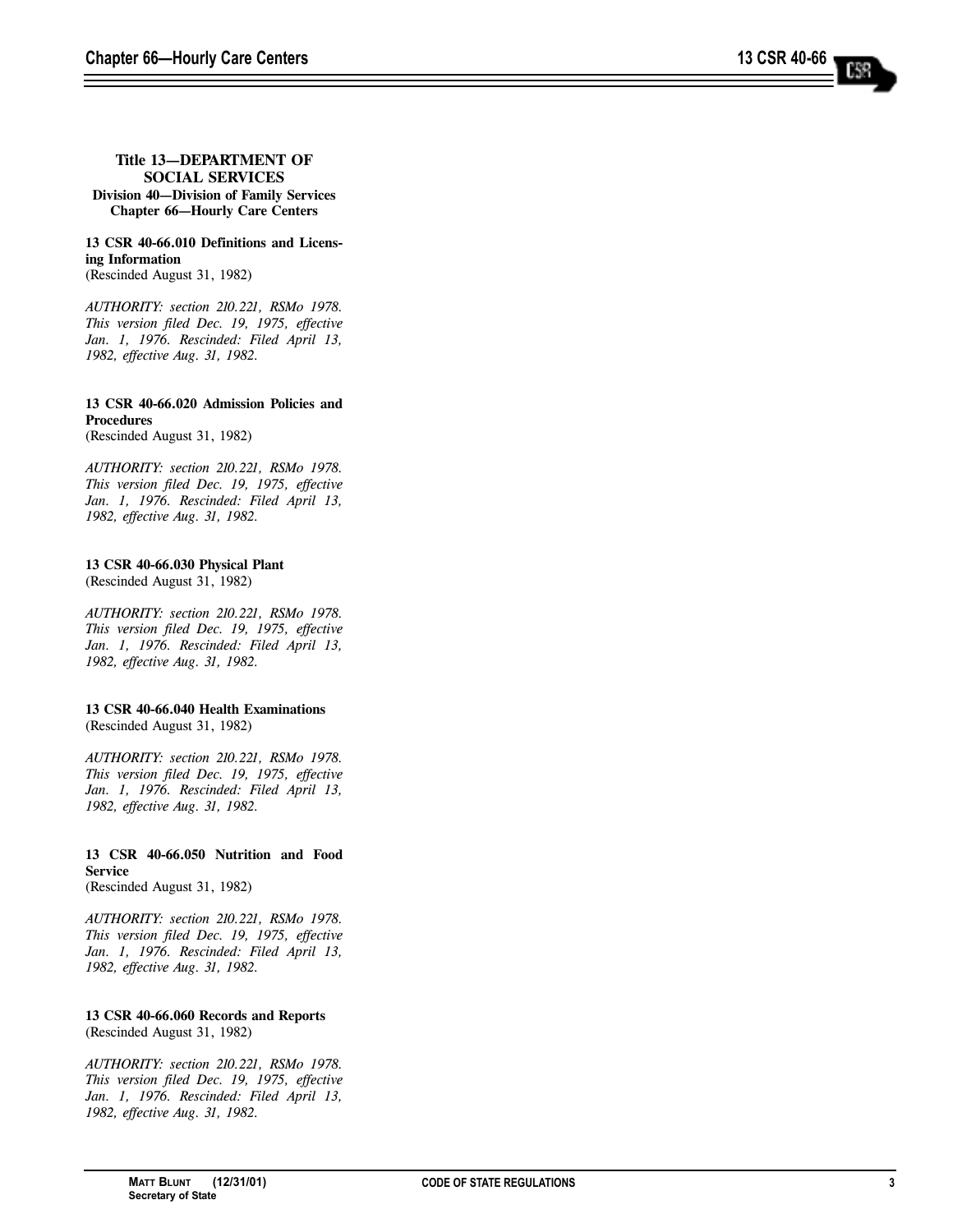**Title 13—DEPARTMENT OF SOCIAL SERVICES**
**Division 40—Division of Family Services**
**Chapter 66—Hourly Care Centers**

**13 CSR 40-66.010 Definitions and Licensing Information**
(Rescinded August 31, 1982)

*AUTHORITY: section 210.221, RSMo 1978. This version filed Dec. 19, 1975, effective Jan. 1, 1976. Rescinded: Filed April 13, 1982, effective Aug. 31, 1982.*

**13 CSR 40-66.020 Admission Policies and Procedures**
(Rescinded August 31, 1982)

*AUTHORITY: section 210.221, RSMo 1978. This version filed Dec. 19, 1975, effective Jan. 1, 1976. Rescinded: Filed April 13, 1982, effective Aug. 31, 1982.*

**13 CSR 40-66.030 Physical Plant**
(Rescinded August 31, 1982)

*AUTHORITY: section 210.221, RSMo 1978. This version filed Dec. 19, 1975, effective Jan. 1, 1976. Rescinded: Filed April 13, 1982, effective Aug. 31, 1982.*

**13 CSR 40-66.040 Health Examinations**
(Rescinded August 31, 1982)

*AUTHORITY: section 210.221, RSMo 1978. This version filed Dec. 19, 1975, effective Jan. 1, 1976. Rescinded: Filed April 13, 1982, effective Aug. 31, 1982.*

**13 CSR 40-66.050 Nutrition and Food Service**
(Rescinded August 31, 1982)

*AUTHORITY: section 210.221, RSMo 1978. This version filed Dec. 19, 1975, effective Jan. 1, 1976. Rescinded: Filed April 13, 1982, effective Aug. 31, 1982.*

**13 CSR 40-66.060 Records and Reports**
(Rescinded August 31, 1982)

*AUTHORITY: section 210.221, RSMo 1978. This version filed Dec. 19, 1975, effective Jan. 1, 1976. Rescinded: Filed April 13, 1982, effective Aug. 31, 1982.*